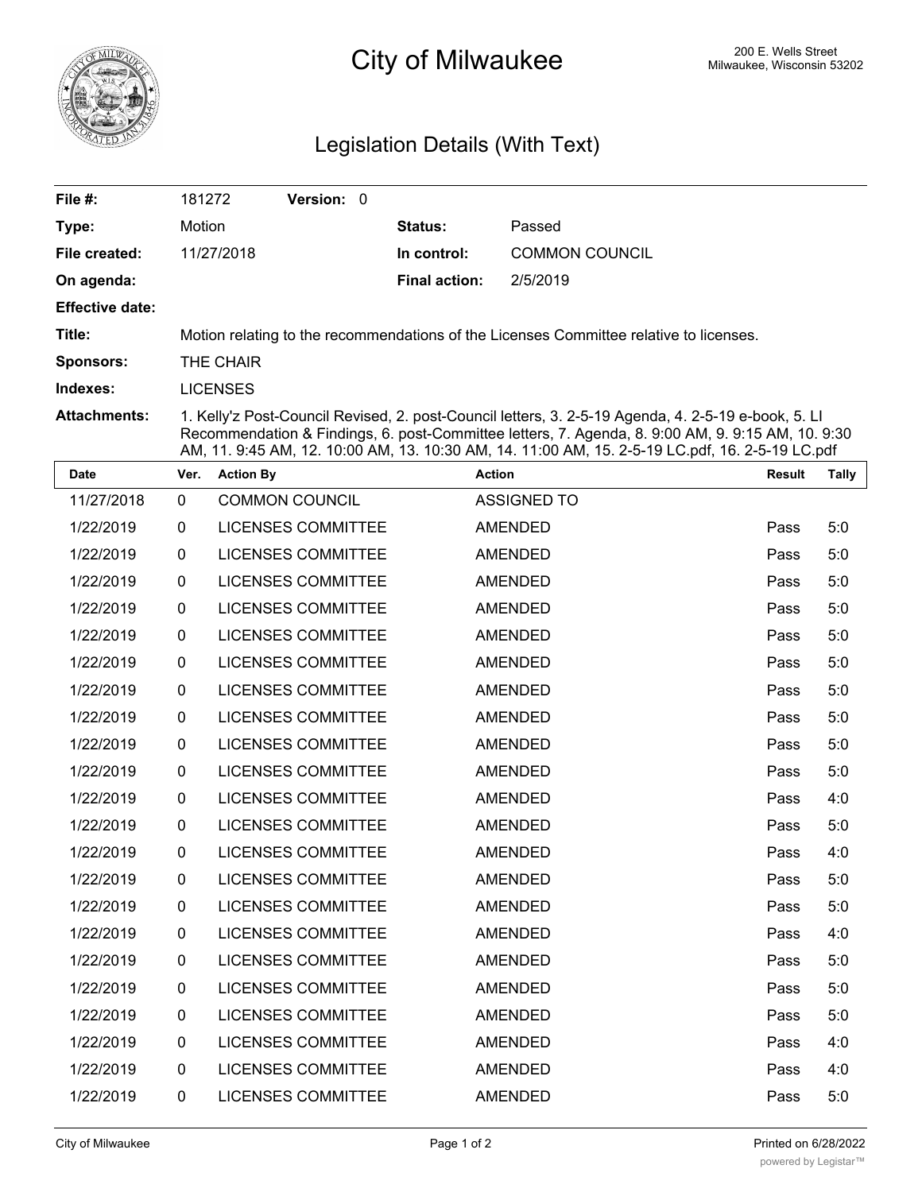# City of Milwaukee

200 E. Wells Street
Milwaukee, Wisconsin 53202

## Legislation Details (With Text)

| | | | |
|---|---|---|---|
| **File #:** | 181272 **Version:** 0 | | |
| **Type:** | Motion | **Status:** | Passed |
| **File created:** | 11/27/2018 | **In control:** | COMMON COUNCIL |
| **On agenda:** | | **Final action:** | 2/5/2019 |
| **Effective date:** | | | |
| **Title:** | Motion relating to the recommendations of the Licenses Committee relative to licenses. | | |
| **Sponsors:** | THE CHAIR | | |
| **Indexes:** | LICENSES | | |
| **Attachments:** | 1. Kelly'z Post-Council Revised, 2. post-Council letters, 3. 2-5-19 Agenda, 4. 2-5-19 e-book, 5. LI Recommendation & Findings, 6. post-Committee letters, 7. Agenda, 8. 9:00 AM, 9. 9:15 AM, 10. 9:30 AM, 11. 9:45 AM, 12. 10:00 AM, 13. 10:30 AM, 14. 11:00 AM, 15. 2-5-19 LC.pdf, 16. 2-5-19 LC.pdf | | |

| Date | Ver. | Action By | Action | Result | Tally |
|---|---|---|---|---|---|
| 11/27/2018 | 0 | COMMON COUNCIL | ASSIGNED TO | | |
| 1/22/2019 | 0 | LICENSES COMMITTEE | AMENDED | Pass | 5:0 |
| 1/22/2019 | 0 | LICENSES COMMITTEE | AMENDED | Pass | 5:0 |
| 1/22/2019 | 0 | LICENSES COMMITTEE | AMENDED | Pass | 5:0 |
| 1/22/2019 | 0 | LICENSES COMMITTEE | AMENDED | Pass | 5:0 |
| 1/22/2019 | 0 | LICENSES COMMITTEE | AMENDED | Pass | 5:0 |
| 1/22/2019 | 0 | LICENSES COMMITTEE | AMENDED | Pass | 5:0 |
| 1/22/2019 | 0 | LICENSES COMMITTEE | AMENDED | Pass | 5:0 |
| 1/22/2019 | 0 | LICENSES COMMITTEE | AMENDED | Pass | 5:0 |
| 1/22/2019 | 0 | LICENSES COMMITTEE | AMENDED | Pass | 5:0 |
| 1/22/2019 | 0 | LICENSES COMMITTEE | AMENDED | Pass | 5:0 |
| 1/22/2019 | 0 | LICENSES COMMITTEE | AMENDED | Pass | 4:0 |
| 1/22/2019 | 0 | LICENSES COMMITTEE | AMENDED | Pass | 5:0 |
| 1/22/2019 | 0 | LICENSES COMMITTEE | AMENDED | Pass | 4:0 |
| 1/22/2019 | 0 | LICENSES COMMITTEE | AMENDED | Pass | 5:0 |
| 1/22/2019 | 0 | LICENSES COMMITTEE | AMENDED | Pass | 5:0 |
| 1/22/2019 | 0 | LICENSES COMMITTEE | AMENDED | Pass | 4:0 |
| 1/22/2019 | 0 | LICENSES COMMITTEE | AMENDED | Pass | 5:0 |
| 1/22/2019 | 0 | LICENSES COMMITTEE | AMENDED | Pass | 5:0 |
| 1/22/2019 | 0 | LICENSES COMMITTEE | AMENDED | Pass | 5:0 |
| 1/22/2019 | 0 | LICENSES COMMITTEE | AMENDED | Pass | 4:0 |
| 1/22/2019 | 0 | LICENSES COMMITTEE | AMENDED | Pass | 4:0 |
| 1/22/2019 | 0 | LICENSES COMMITTEE | AMENDED | Pass | 5:0 |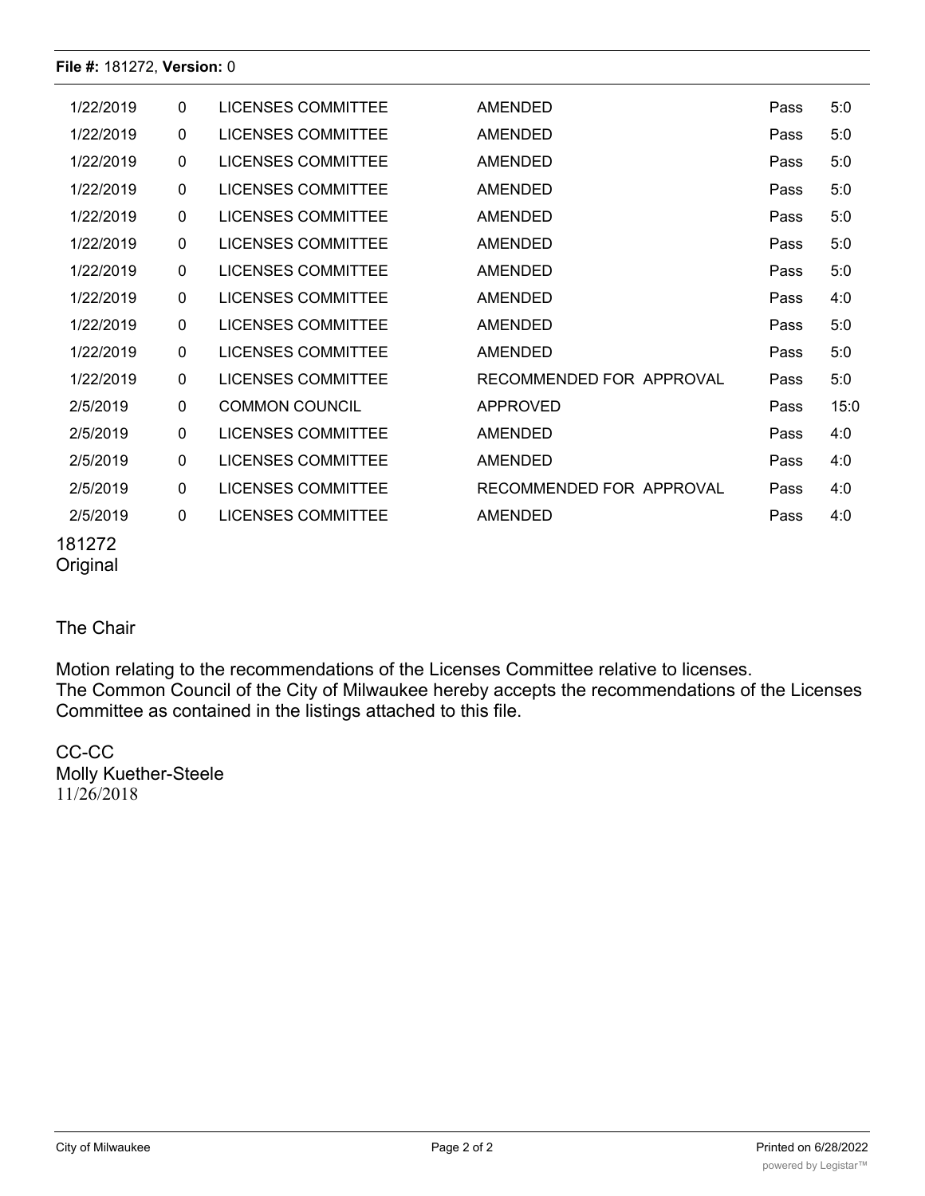| | | | | | |
|---|---|---|---|---|---|
| 1/22/2019 | 0 | LICENSES COMMITTEE | AMENDED | Pass | 5:0 |
| 1/22/2019 | 0 | LICENSES COMMITTEE | AMENDED | Pass | 5:0 |
| 1/22/2019 | 0 | LICENSES COMMITTEE | AMENDED | Pass | 5:0 |
| 1/22/2019 | 0 | LICENSES COMMITTEE | AMENDED | Pass | 5:0 |
| 1/22/2019 | 0 | LICENSES COMMITTEE | AMENDED | Pass | 5:0 |
| 1/22/2019 | 0 | LICENSES COMMITTEE | AMENDED | Pass | 5:0 |
| 1/22/2019 | 0 | LICENSES COMMITTEE | AMENDED | Pass | 5:0 |
| 1/22/2019 | 0 | LICENSES COMMITTEE | AMENDED | Pass | 4:0 |
| 1/22/2019 | 0 | LICENSES COMMITTEE | AMENDED | Pass | 5:0 |
| 1/22/2019 | 0 | LICENSES COMMITTEE | AMENDED | Pass | 5:0 |
| 1/22/2019 | 0 | LICENSES COMMITTEE | RECOMMENDED FOR APPROVAL | Pass | 5:0 |
| 2/5/2019 | 0 | COMMON COUNCIL | APPROVED | Pass | 15:0 |
| 2/5/2019 | 0 | LICENSES COMMITTEE | AMENDED | Pass | 4:0 |
| 2/5/2019 | 0 | LICENSES COMMITTEE | AMENDED | Pass | 4:0 |
| 2/5/2019 | 0 | LICENSES COMMITTEE | RECOMMENDED FOR APPROVAL | Pass | 4:0 |
| 2/5/2019 | 0 | LICENSES COMMITTEE | AMENDED | Pass | 4:0 |

181272
Original

The Chair

Motion relating to the recommendations of the Licenses Committee relative to licenses.
The Common Council of the City of Milwaukee hereby accepts the recommendations of the Licenses Committee as contained in the listings attached to this file.

CC-CC
Molly Kuether-Steele
11/26/2018